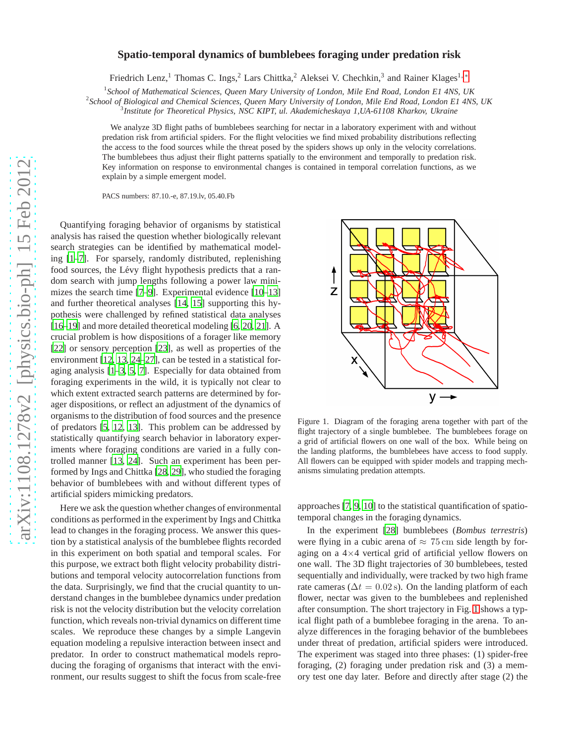# Spatio-temporal dynamics of bumblebees foraging under predation risk

Friedrich Lenz,[1] Thomas C. Ings,[2] Lars Chittka,[2] Aleksei V. Chechkin,[3] and Rainer Klages[1,*]

[1] *School of Mathematical Sciences, Queen Mary University of London, Mile End Road, London E1 4NS, UK*
[2] *School of Biological and Chemical Sciences, Queen Mary University of London, Mile End Road, London E1 4NS, UK*
[3] *Institute for Theoretical Physics, NSC KIPT, ul. Akademicheskaya 1,UA-61108 Kharkov, Ukraine*

We analyze 3D flight paths of bumblebees searching for nectar in a laboratory experiment with and without predation risk from artificial spiders. For the flight velocities we find mixed probability distributions reflecting the access to the food sources while the threat posed by the spiders shows up only in the velocity correlations. The bumblebees thus adjust their flight patterns spatially to the environment and temporally to predation risk. Key information on response to environmental changes is contained in temporal correlation functions, as we explain by a simple emergent model.

PACS numbers: 87.10.-e, 87.19.lv, 05.40.Fb

Quantifying foraging behavior of organisms by statistical analysis has raised the question whether biologically relevant search strategies can be identified by mathematical modeling [1–7]. For sparsely, randomly distributed, replenishing food sources, the Lévy flight hypothesis predicts that a random search with jump lengths following a power law minimizes the search time [7–9]. Experimental evidence [10–13] and further theoretical analyses [14, 15] supporting this hypothesis were challenged by refined statistical data analyses [16–19] and more detailed theoretical modeling [6, 20, 21]. A crucial problem is how dispositions of a forager like memory [22] or sensory perception [23], as well as properties of the environment [12, 13, 24–27], can be tested in a statistical foraging analysis [1–3, 5, 7]. Especially for data obtained from foraging experiments in the wild, it is typically not clear to which extent extracted search patterns are determined by forager dispositions, or reflect an adjustment of the dynamics of organisms to the distribution of food sources and the presence of predators [5, 12, 13]. This problem can be addressed by statistically quantifying search behavior in laboratory experiments where foraging conditions are varied in a fully controlled manner [13, 24]. Such an experiment has been performed by Ings and Chittka [28, 29], who studied the foraging behavior of bumblebees with and without different types of artificial spiders mimicking predators.

Here we ask the question whether changes of environmental conditions as performed in the experiment by Ings and Chittka lead to changes in the foraging process. We answer this question by a statistical analysis of the bumblebee flights recorded in this experiment on both spatial and temporal scales. For this purpose, we extract both flight velocity probability distributions and temporal velocity autocorrelation functions from the data. Surprisingly, we find that the crucial quantity to understand changes in the bumblebee dynamics under predation risk is not the velocity distribution but the velocity correlation function, which reveals non-trivial dynamics on different time scales. We reproduce these changes by a simple Langevin equation modeling a repulsive interaction between insect and predator. In order to construct mathematical models reproducing the foraging of organisms that interact with the environment, our results suggest to shift the focus from scale-free approaches [7, 9, 10] to the statistical quantification of spatio-temporal changes in the foraging dynamics.

Figure 1. Diagram of the foraging arena together with part of the flight trajectory of a single bumblebee. The bumblebees forage on a grid of artificial flowers on one wall of the box. While being on the landing platforms, the bumblebees have access to food supply. All flowers can be equipped with spider models and trapping mechanisms simulating predation attempts.

In the experiment [28] bumblebees (*Bombus terrestris*) were flying in a cubic arena of $\approx 75\,\mathrm{cm}$ side length by foraging on a $4\times4$ vertical grid of artificial yellow flowers on one wall. The 3D flight trajectories of 30 bumblebees, tested sequentially and individually, were tracked by two high frame rate cameras ($\Delta t = 0.02\,\mathrm{s}$). On the landing platform of each flower, nectar was given to the bumblebees and replenished after consumption. The short trajectory in Fig. 1 shows a typical flight path of a bumblebee foraging in the arena. To analyze differences in the foraging behavior of the bumblebees under threat of predation, artificial spiders were introduced. The experiment was staged into three phases: (1) spider-free foraging, (2) foraging under predation risk and (3) a memory test one day later. Before and directly after stage (2) the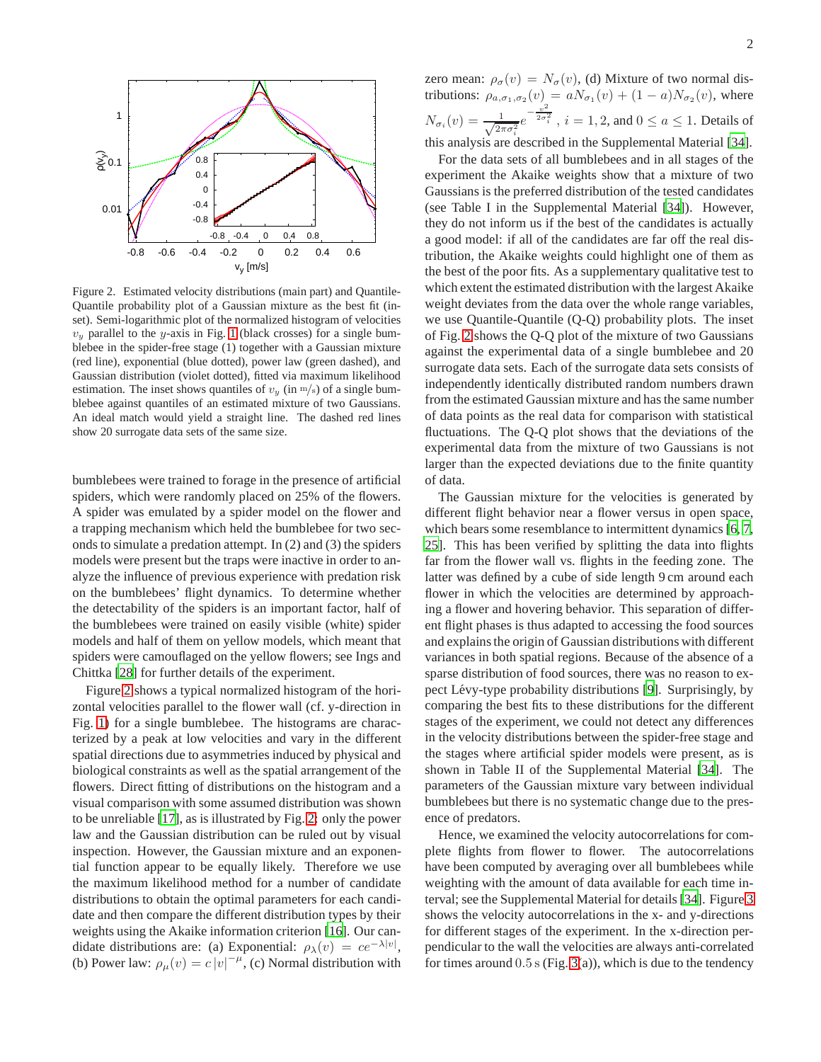Figure 2. Estimated velocity distributions (main part) and Quantile-Quantile probability plot of a Gaussian mixture as the best fit (inset). Semi-logarithmic plot of the normalized histogram of velocities $v_y$ parallel to the $y$-axis in Fig. 1 (black crosses) for a single bumblebee in the spider-free stage (1) together with a Gaussian mixture (red line), exponential (blue dotted), power law (green dashed), and Gaussian distribution (violet dotted), fitted via maximum likelihood estimation. The inset shows quantiles of $v_y$ (in m/s) of a single bumblebee against quantiles of an estimated mixture of two Gaussians. An ideal match would yield a straight line. The dashed red lines show 20 surrogate data sets of the same size.

bumblebees were trained to forage in the presence of artificial spiders, which were randomly placed on 25% of the flowers. A spider was emulated by a spider model on the flower and a trapping mechanism which held the bumblebee for two seconds to simulate a predation attempt. In (2) and (3) the spiders models were present but the traps were inactive in order to analyze the influence of previous experience with predation risk on the bumblebees' flight dynamics. To determine whether the detectability of the spiders is an important factor, half of the bumblebees were trained on easily visible (white) spider models and half of them on yellow models, which meant that spiders were camouflaged on the yellow flowers; see Ings and Chittka [28] for further details of the experiment.

Figure 2 shows a typical normalized histogram of the horizontal velocities parallel to the flower wall (cf. y-direction in Fig. 1) for a single bumblebee. The histograms are characterized by a peak at low velocities and vary in the different spatial directions due to asymmetries induced by physical and biological constraints as well as the spatial arrangement of the flowers. Direct fitting of distributions on the histogram and a visual comparison with some assumed distribution was shown to be unreliable [17], as is illustrated by Fig. 2: only the power law and the Gaussian distribution can be ruled out by visual inspection. However, the Gaussian mixture and an exponential function appear to be equally likely. Therefore we use the maximum likelihood method for a number of candidate distributions to obtain the optimal parameters for each candidate and then compare the different distribution types by their weights using the Akaike information criterion [16]. Our candidate distributions are: (a) Exponential: $\rho_\lambda(v) = ce^{-\lambda|v|}$, (b) Power law: $\rho_\mu(v) = c\,|v|^{-\mu}$, (c) Normal distribution with zero mean: $\rho_\sigma(v) = N_\sigma(v)$, (d) Mixture of two normal distributions: $\rho_{a,\sigma_1,\sigma_2}(v) = aN_{\sigma_1}(v) + (1-a)N_{\sigma_2}(v)$, where $N_{\sigma_i}(v) = \frac{1}{\sqrt{2\pi\sigma_i^2}} e^{-\frac{v^2}{2\sigma_i^2}}$, $i = 1, 2$, and $0 \leq a \leq 1$. Details of this analysis are described in the Supplemental Material [34].

For the data sets of all bumblebees and in all stages of the experiment the Akaike weights show that a mixture of two Gaussians is the preferred distribution of the tested candidates (see Table I in the Supplemental Material [34]). However, they do not inform us if the best of the candidates is actually a good model: if all of the candidates are far off the real distribution, the Akaike weights could highlight one of them as the best of the poor fits. As a supplementary qualitative test to which extent the estimated distribution with the largest Akaike weight deviates from the data over the whole range variables, we use Quantile-Quantile (Q-Q) probability plots. The inset of Fig. 2 shows the Q-Q plot of the mixture of two Gaussians against the experimental data of a single bumblebee and 20 surrogate data sets. Each of the surrogate data sets consists of independently identically distributed random numbers drawn from the estimated Gaussian mixture and has the same number of data points as the real data for comparison with statistical fluctuations. The Q-Q plot shows that the deviations of the experimental data from the mixture of two Gaussians is not larger than the expected deviations due to the finite quantity of data.

The Gaussian mixture for the velocities is generated by different flight behavior near a flower versus in open space, which bears some resemblance to intermittent dynamics [6, 7, 25]. This has been verified by splitting the data into flights far from the flower wall vs. flights in the feeding zone. The latter was defined by a cube of side length 9 cm around each flower in which the velocities are determined by approaching a flower and hovering behavior. This separation of different flight phases is thus adapted to accessing the food sources and explains the origin of Gaussian distributions with different variances in both spatial regions. Because of the absence of a sparse distribution of food sources, there was no reason to expect Lévy-type probability distributions [9]. Surprisingly, by comparing the best fits to these distributions for the different stages of the experiment, we could not detect any differences in the velocity distributions between the spider-free stage and the stages where artificial spider models were present, as is shown in Table II of the Supplemental Material [34]. The parameters of the Gaussian mixture vary between individual bumblebees but there is no systematic change due to the presence of predators.

Hence, we examined the velocity autocorrelations for complete flights from flower to flower. The autocorrelations have been computed by averaging over all bumblebees while weighting with the amount of data available for each time interval; see the Supplemental Material for details [34]. Figure 3 shows the velocity autocorrelations in the x- and y-directions for different stages of the experiment. In the x-direction perpendicular to the wall the velocities are always anti-correlated for times around $0.5$ s (Fig. 3(a)), which is due to the tendency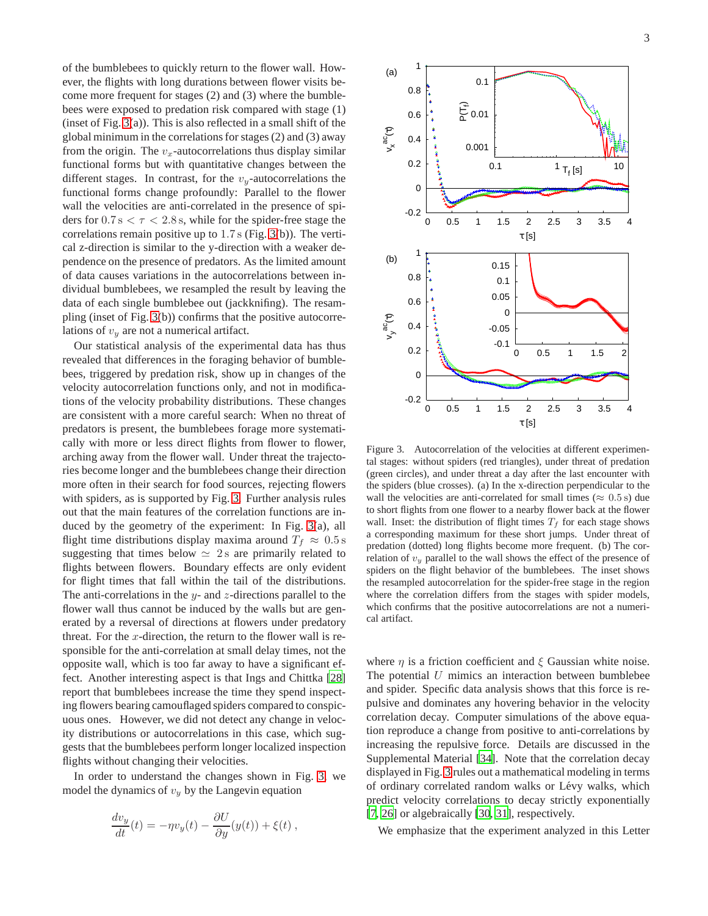of the bumblebees to quickly return to the flower wall. However, the flights with long durations between flower visits become more frequent for stages (2) and (3) where the bumblebees were exposed to predation risk compared with stage (1) (inset of Fig. 3(a)). This is also reflected in a small shift of the global minimum in the correlations for stages (2) and (3) away from the origin. The $v_x$-autocorrelations thus display similar functional forms but with quantitative changes between the different stages. In contrast, for the $v_y$-autocorrelations the functional forms change profoundly: Parallel to the flower wall the velocities are anti-correlated in the presence of spiders for $0.7\,\mathrm{s} < \tau < 2.8\,\mathrm{s}$, while for the spider-free stage the correlations remain positive up to $1.7\,\mathrm{s}$ (Fig. 3(b)). The vertical z-direction is similar to the y-direction with a weaker dependence on the presence of predators. As the limited amount of data causes variations in the autocorrelations between individual bumblebees, we resampled the result by leaving the data of each single bumblebee out (jackknifing). The resampling (inset of Fig. 3(b)) confirms that the positive autocorrelations of $v_y$ are not a numerical artifact.

Our statistical analysis of the experimental data has thus revealed that differences in the foraging behavior of bumblebees, triggered by predation risk, show up in changes of the velocity autocorrelation functions only, and not in modifications of the velocity probability distributions. These changes are consistent with a more careful search: When no threat of predators is present, the bumblebees forage more systematically with more or less direct flights from flower to flower, arching away from the flower wall. Under threat the trajectories become longer and the bumblebees change their direction more often in their search for food sources, rejecting flowers with spiders, as is supported by Fig. 3. Further analysis rules out that the main features of the correlation functions are induced by the geometry of the experiment: In Fig. 3(a), all flight time distributions display maxima around $T_f \approx 0.5\,\mathrm{s}$ suggesting that times below $\simeq 2\,\mathrm{s}$ are primarily related to flights between flowers. Boundary effects are only evident for flight times that fall within the tail of the distributions. The anti-correlations in the $y$- and $z$-directions parallel to the flower wall thus cannot be induced by the walls but are generated by a reversal of directions at flowers under predatory threat. For the $x$-direction, the return to the flower wall is responsible for the anti-correlation at small delay times, not the opposite wall, which is too far away to have a significant effect. Another interesting aspect is that Ings and Chittka [28] report that bumblebees increase the time they spend inspecting flowers bearing camouflaged spiders compared to conspicuous ones. However, we did not detect any change in velocity distributions or autocorrelations in this case, which suggests that the bumblebees perform longer localized inspection flights without changing their velocities.

In order to understand the changes shown in Fig. 3, we model the dynamics of $v_y$ by the Langevin equation

$$\frac{dv_y}{dt}(t) = -\eta v_y(t) - \frac{\partial U}{\partial y}(y(t)) + \xi(t)\,,$$

Figure 3. Autocorrelation of the velocities at different experimental stages: without spiders (red triangles), under threat of predation (green circles), and under threat a day after the last encounter with the spiders (blue crosses). (a) In the x-direction perpendicular to the wall the velocities are anti-correlated for small times ($\approx 0.5\,\mathrm{s}$) due to short flights from one flower to a nearby flower back at the flower wall. Inset: the distribution of flight times $T_f$ for each stage shows a corresponding maximum for these short jumps. Under threat of predation (dotted) long flights become more frequent. (b) The correlation of $v_y$ parallel to the wall shows the effect of the presence of spiders on the flight behavior of the bumblebees. The inset shows the resampled autocorrelation for the spider-free stage in the region where the correlation differs from the stages with spider models, which confirms that the positive autocorrelations are not a numerical artifact.

where $\eta$ is a friction coefficient and $\xi$ Gaussian white noise. The potential $U$ mimics an interaction between bumblebee and spider. Specific data analysis shows that this force is repulsive and dominates any hovering behavior in the velocity correlation decay. Computer simulations of the above equation reproduce a change from positive to anti-correlations by increasing the repulsive force. Details are discussed in the Supplemental Material [34]. Note that the correlation decay displayed in Fig. 3 rules out a mathematical modeling in terms of ordinary correlated random walks or Lévy walks, which predict velocity correlations to decay strictly exponentially [7, 26] or algebraically [30, 31], respectively.

We emphasize that the experiment analyzed in this Letter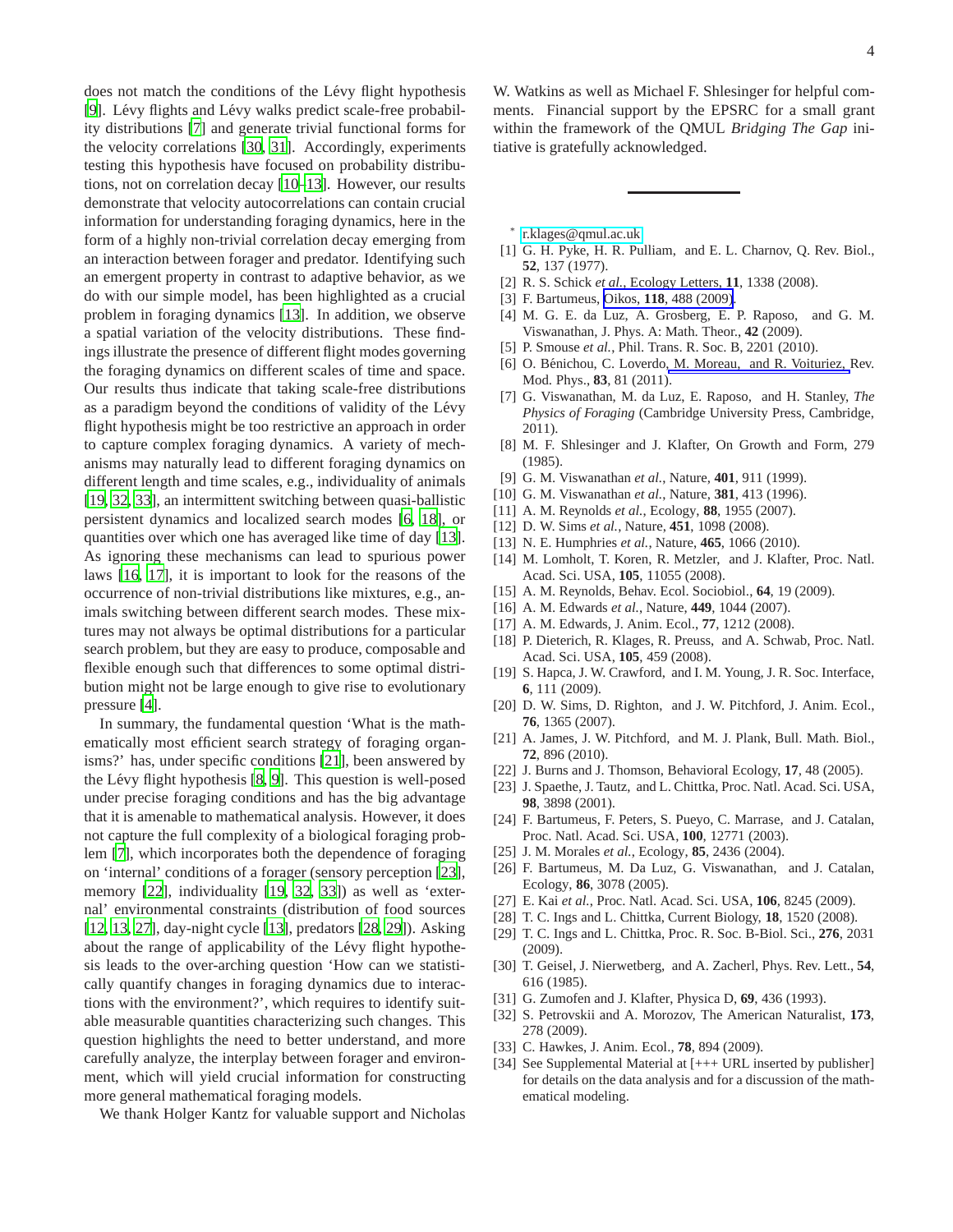does not match the conditions of the Lévy flight hypothesis [9]. Lévy flights and Lévy walks predict scale-free probability distributions [7] and generate trivial functional forms for the velocity correlations [30, 31]. Accordingly, experiments testing this hypothesis have focused on probability distributions, not on correlation decay [10–13]. However, our results demonstrate that velocity autocorrelations can contain crucial information for understanding foraging dynamics, here in the form of a highly non-trivial correlation decay emerging from an interaction between forager and predator. Identifying such an emergent property in contrast to adaptive behavior, as we do with our simple model, has been highlighted as a crucial problem in foraging dynamics [13]. In addition, we observe a spatial variation of the velocity distributions. These findings illustrate the presence of different flight modes governing the foraging dynamics on different scales of time and space. Our results thus indicate that taking scale-free distributions as a paradigm beyond the conditions of validity of the Lévy flight hypothesis might be too restrictive an approach in order to capture complex foraging dynamics. A variety of mechanisms may naturally lead to different foraging dynamics on different length and time scales, e.g., individuality of animals [19, 32, 33], an intermittent switching between quasi-ballistic persistent dynamics and localized search modes [6, 18], or quantities over which one has averaged like time of day [13]. As ignoring these mechanisms can lead to spurious power laws [16, 17], it is important to look for the reasons of the occurrence of non-trivial distributions like mixtures, e.g., animals switching between different search modes. These mixtures may not always be optimal distributions for a particular search problem, but they are easy to produce, composable and flexible enough such that differences to some optimal distribution might not be large enough to give rise to evolutionary pressure [4].

In summary, the fundamental question 'What is the mathematically most efficient search strategy of foraging organisms?' has, under specific conditions [21], been answered by the Lévy flight hypothesis [8, 9]. This question is well-posed under precise foraging conditions and has the big advantage that it is amenable to mathematical analysis. However, it does not capture the full complexity of a biological foraging problem [7], which incorporates both the dependence of foraging on 'internal' conditions of a forager (sensory perception [23], memory [22], individuality [19, 32, 33]) as well as 'external' environmental constraints (distribution of food sources [12, 13, 27], day-night cycle [13], predators [28, 29]). Asking about the range of applicability of the Lévy flight hypothesis leads to the over-arching question 'How can we statistically quantify changes in foraging dynamics due to interactions with the environment?', which requires to identify suitable measurable quantities characterizing such changes. This question highlights the need to better understand, and more carefully analyze, the interplay between forager and environment, which will yield crucial information for constructing more general mathematical foraging models.

We thank Holger Kantz for valuable support and Nicholas W. Watkins as well as Michael F. Shlesinger for helpful comments. Financial support by the EPSRC for a small grant within the framework of the QMUL *Bridging The Gap* initiative is gratefully acknowledged.

---

\* r.klages@qmul.ac.uk

- [1] G. H. Pyke, H. R. Pulliam, and E. L. Charnov, Q. Rev. Biol., **52**, 137 (1977).
- [2] R. S. Schick *et al.*, Ecology Letters, **11**, 1338 (2008).
- [3] F. Bartumeus, Oikos, **118**, 488 (2009).
- [4] M. G. E. da Luz, A. Grosberg, E. P. Raposo, and G. M. Viswanathan, J. Phys. A: Math. Theor., **42** (2009).
- [5] P. Smouse *et al.*, Phil. Trans. R. Soc. B, 2201 (2010).
- [6] O. Bénichou, C. Loverdo, M. Moreau, and R. Voituriez, Rev. Mod. Phys., **83**, 81 (2011).
- [7] G. Viswanathan, M. da Luz, E. Raposo, and H. Stanley, *The Physics of Foraging* (Cambridge University Press, Cambridge, 2011).
- [8] M. F. Shlesinger and J. Klafter, On Growth and Form, 279 (1985).
- [9] G. M. Viswanathan *et al.*, Nature, **401**, 911 (1999).
- [10] G. M. Viswanathan *et al.*, Nature, **381**, 413 (1996).
- [11] A. M. Reynolds *et al.*, Ecology, **88**, 1955 (2007).
- [12] D. W. Sims *et al.*, Nature, **451**, 1098 (2008).
- [13] N. E. Humphries *et al.*, Nature, **465**, 1066 (2010).
- [14] M. Lomholt, T. Koren, R. Metzler, and J. Klafter, Proc. Natl. Acad. Sci. USA, **105**, 11055 (2008).
- [15] A. M. Reynolds, Behav. Ecol. Sociobiol., **64**, 19 (2009).
- [16] A. M. Edwards *et al.*, Nature, **449**, 1044 (2007).
- [17] A. M. Edwards, J. Anim. Ecol., **77**, 1212 (2008).
- [18] P. Dieterich, R. Klages, R. Preuss, and A. Schwab, Proc. Natl. Acad. Sci. USA, **105**, 459 (2008).
- [19] S. Hapca, J. W. Crawford, and I. M. Young, J. R. Soc. Interface, **6**, 111 (2009).
- [20] D. W. Sims, D. Righton, and J. W. Pitchford, J. Anim. Ecol., **76**, 1365 (2007).
- [21] A. James, J. W. Pitchford, and M. J. Plank, Bull. Math. Biol., **72**, 896 (2010).
- [22] J. Burns and J. Thomson, Behavioral Ecology, **17**, 48 (2005).
- [23] J. Spaethe, J. Tautz, and L. Chittka, Proc. Natl. Acad. Sci. USA, **98**, 3898 (2001).
- [24] F. Bartumeus, F. Peters, S. Pueyo, C. Marrase, and J. Catalan, Proc. Natl. Acad. Sci. USA, **100**, 12771 (2003).
- [25] J. M. Morales *et al.*, Ecology, **85**, 2436 (2004).
- [26] F. Bartumeus, M. Da Luz, G. Viswanathan, and J. Catalan, Ecology, **86**, 3078 (2005).
- [27] E. Kai *et al.*, Proc. Natl. Acad. Sci. USA, **106**, 8245 (2009).
- [28] T. C. Ings and L. Chittka, Current Biology, **18**, 1520 (2008).
- [29] T. C. Ings and L. Chittka, Proc. R. Soc. B-Biol. Sci., **276**, 2031 (2009).
- [30] T. Geisel, J. Nierwetberg, and A. Zacherl, Phys. Rev. Lett., **54**, 616 (1985).
- [31] G. Zumofen and J. Klafter, Physica D, **69**, 436 (1993).
- [32] S. Petrovskii and A. Morozov, The American Naturalist, **173**, 278 (2009).
- [33] C. Hawkes, J. Anim. Ecol., **78**, 894 (2009).
- [34] See Supplemental Material at [+++ URL inserted by publisher] for details on the data analysis and for a discussion of the mathematical modeling.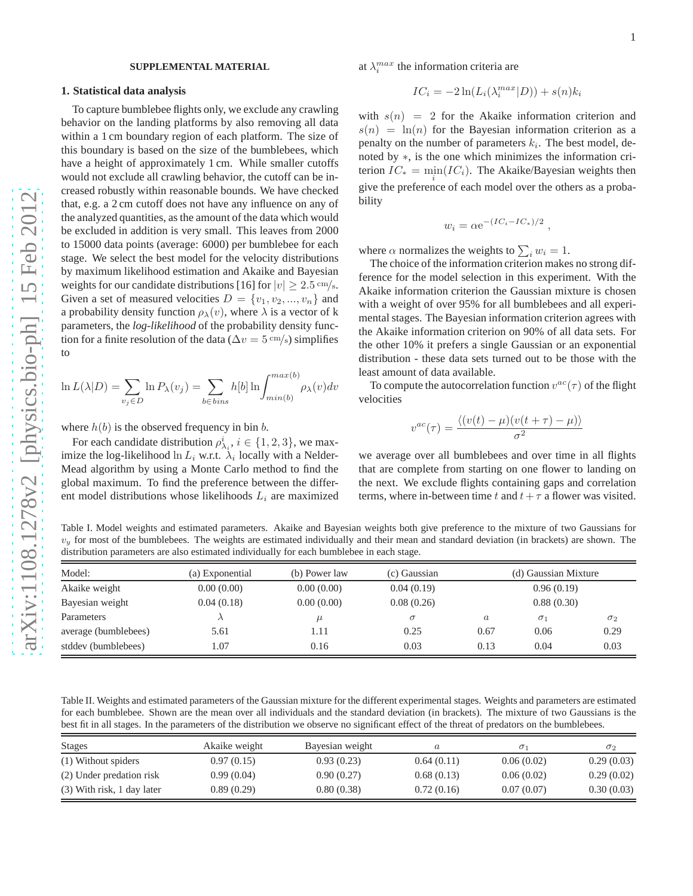## SUPPLEMENTAL MATERIAL

### 1. Statistical data analysis

To capture bumblebee flights only, we exclude any crawling behavior on the landing platforms by also removing all data within a 1 cm boundary region of each platform. The size of this boundary is based on the size of the bumblebees, which have a height of approximately 1 cm. While smaller cutoffs would not exclude all crawling behavior, the cutoff can be increased robustly within reasonable bounds. We have checked that, e.g. a 2 cm cutoff does not have any influence on any of the analyzed quantities, as the amount of the data which would be excluded in addition is very small. This leaves from 2000 to 15000 data points (average: 6000) per bumblebee for each stage. We select the best model for the velocity distributions by maximum likelihood estimation and Akaike and Bayesian weights for our candidate distributions [16] for $|v| \geq 2.5\,{}^{\text{cm}}\!/\!{}_{\text{s}}$. Given a set of measured velocities $D = \{v_1, v_2, ..., v_n\}$ and a probability density function $\rho_\lambda(v)$, where $\lambda$ is a vector of k parameters, the *log-likelihood* of the probability density function for a finite resolution of the data ($\Delta v = 5\,{}^{\text{cm}}\!/\!{}_{\text{s}}$) simplifies to

$$\ln L(\lambda|D) = \sum_{v_j \in D} \ln P_\lambda(v_j) = \sum_{b \in bins} h[b] \ln \int_{min(b)}^{max(b)} \rho_\lambda(v) dv$$

where $h(b)$ is the observed frequency in bin $b$.

For each candidate distribution $\rho^i_{\lambda_i}$, $i \in \{1, 2, 3\}$, we maximize the log-likelihood $\ln L_i$ w.r.t. $\lambda_i$ locally with a Nelder-Mead algorithm by using a Monte Carlo method to find the global maximum. To find the preference between the different model distributions whose likelihoods $L_i$ are maximized at $\lambda_i^{max}$ the information criteria are

$$IC_i = -2\ln(L_i(\lambda_i^{max}|D)) + s(n)k_i$$

with $s(n) = 2$ for the Akaike information criterion and $s(n) = \ln(n)$ for the Bayesian information criterion as a penalty on the number of parameters $k_i$. The best model, denoted by $*$, is the one which minimizes the information criterion $IC_* = \min_i(IC_i)$. The Akaike/Bayesian weights then give the preference of each model over the others as a probability

$$w_i = \alpha \mathrm{e}^{-(IC_i - IC_*)/2}\ ,$$

where $\alpha$ normalizes the weights to $\sum_i w_i = 1$.

The choice of the information criterion makes no strong difference for the model selection in this experiment. With the Akaike information criterion the Gaussian mixture is chosen with a weight of over 95% for all bumblebees and all experimental stages. The Bayesian information criterion agrees with the Akaike information criterion on 90% of all data sets. For the other 10% it prefers a single Gaussian or an exponential distribution - these data sets turned out to be those with the least amount of data available.

To compute the autocorrelation function $v^{ac}(\tau)$ of the flight velocities

$$v^{ac}(\tau) = \frac{\langle (v(t) - \mu)(v(t+\tau) - \mu) \rangle}{\sigma^2}$$

we average over all bumblebees and over time in all flights that are complete from starting on one flower to landing on the next. We exclude flights containing gaps and correlation terms, where in-between time $t$ and $t + \tau$ a flower was visited.

Table I. Model weights and estimated parameters. Akaike and Bayesian weights both give preference to the mixture of two Gaussians for $v_y$ for most of the bumblebees. The weights are estimated individually and their mean and standard deviation (in brackets) are shown. The distribution parameters are also estimated individually for each bumblebee in each stage.

| Model: | (a) Exponential | (b) Power law | (c) Gaussian | (d) Gaussian Mixture | | |
|---|---|---|---|---|---|---|
| Akaike weight | 0.00 (0.00) | 0.00 (0.00) | 0.04 (0.19) | 0.96 (0.19) | | |
| Bayesian weight | 0.04 (0.18) | 0.00 (0.00) | 0.08 (0.26) | 0.88 (0.30) | | |
| Parameters | $\lambda$ | $\mu$ | $\sigma$ | $a$ | $\sigma_1$ | $\sigma_2$ |
| average (bumblebees) | 5.61 | 1.11 | 0.25 | 0.67 | 0.06 | 0.29 |
| stddev (bumblebees) | 1.07 | 0.16 | 0.03 | 0.13 | 0.04 | 0.03 |

Table II. Weights and estimated parameters of the Gaussian mixture for the different experimental stages. Weights and parameters are estimated for each bumblebee. Shown are the mean over all individuals and the standard deviation (in brackets). The mixture of two Gaussians is the best fit in all stages. In the parameters of the distribution we observe no significant effect of the threat of predators on the bumblebees.

| Stages | Akaike weight | Bayesian weight | $a$ | $\sigma_1$ | $\sigma_2$ |
|---|---|---|---|---|---|
| (1) Without spiders | 0.97 (0.15) | 0.93 (0.23) | 0.64 (0.11) | 0.06 (0.02) | 0.29 (0.03) |
| (2) Under predation risk | 0.99 (0.04) | 0.90 (0.27) | 0.68 (0.13) | 0.06 (0.02) | 0.29 (0.02) |
| (3) With risk, 1 day later | 0.89 (0.29) | 0.80 (0.38) | 0.72 (0.16) | 0.07 (0.07) | 0.30 (0.03) |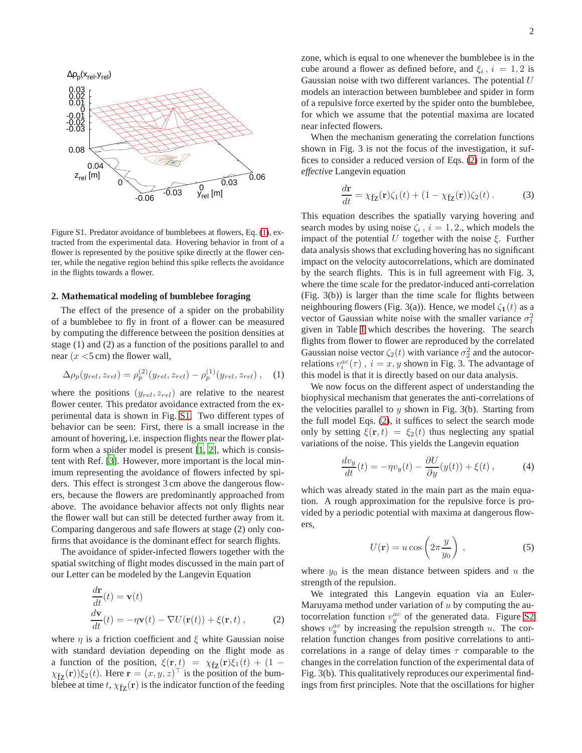Figure S1. Predator avoidance of bumblebees at flowers, Eq. (1), extracted from the experimental data. Hovering behavior in front of a flower is represented by the positive spike directly at the flower center, while the negative region behind this spike reflects the avoidance in the flights towards a flower.

## 2. Mathematical modeling of bumblebee foraging

The effect of the presence of a spider on the probability of a bumblebee to fly in front of a flower can be measured by computing the difference between the position densities at stage (1) and (2) as a function of the positions parallel to and near ($x <5$ cm) the flower wall,

$$\Delta\rho_p(y_{rel}, z_{rel}) = \rho_p^{(2)}(y_{rel}, z_{rel}) - \rho_p^{(1)}(y_{rel}, z_{rel}) \,, \quad (1)$$

where the positions $(y_{rel}, z_{rel})$ are relative to the nearest flower center. This predator avoidance extracted from the experimental data is shown in Fig. S1. Two different types of behavior can be seen: First, there is a small increase in the amount of hovering, i.e. inspection flights near the flower platform when a spider model is present [1, 2], which is consistent with Ref. [3]. However, more important is the local minimum representing the avoidance of flowers infected by spiders. This effect is strongest 3 cm above the dangerous flowers, because the flowers are predominantly approached from above. The avoidance behavior affects not only flights near the flower wall but can still be detected further away from it. Comparing dangerous and safe flowers at stage (2) only confirms that avoidance is the dominant effect for search flights.

The avoidance of spider-infected flowers together with the spatial switching of flight modes discussed in the main part of our Letter can be modeled by the Langevin Equation

$$\frac{d\mathbf{r}}{dt}(t) = \mathbf{v}(t)$$
$$\frac{d\mathbf{v}}{dt}(t) = -\eta\mathbf{v}(t) - \nabla U(\mathbf{r}(t)) + \xi(\mathbf{r}, t) \,, \quad (2)$$

where $\eta$ is a friction coefficient and $\xi$ white Gaussian noise with standard deviation depending on the flight mode as a function of the position, $\xi(\mathbf{r}, t) = \chi_{\text{fz}}(\mathbf{r})\xi_1(t) + (1 - \chi_{\text{fz}}(\mathbf{r}))\xi_2(t)$. Here $\mathbf{r} = (x, y, z)^\top$ is the position of the bumblebee at time $t$, $\chi_{\text{fz}}(\mathbf{r})$ is the indicator function of the feeding zone, which is equal to one whenever the bumblebee is in the cube around a flower as defined before, and $\xi_i$, $i = 1, 2$ is Gaussian noise with two different variances. The potential $U$ models an interaction between bumblebee and spider in form of a repulsive force exerted by the spider onto the bumblebee, for which we assume that the potential maxima are located near infected flowers.

When the mechanism generating the correlation functions shown in Fig. 3 is not the focus of the investigation, it suffices to consider a reduced version of Eqs. (2) in form of the *effective* Langevin equation

$$\frac{d\mathbf{r}}{dt} = \chi_{\text{fz}}(\mathbf{r})\zeta_1(t) + (1 - \chi_{\text{fz}}(\mathbf{r}))\zeta_2(t) \,. \quad (3)$$

This equation describes the spatially varying hovering and search modes by using noise $\zeta_i$, $i = 1, 2.$, which models the impact of the potential $U$ together with the noise $\xi$. Further data analysis shows that excluding hovering has no significant impact on the velocity autocorrelations, which are dominated by the search flights. This is in full agreement with Fig. 3, where the time scale for the predator-induced anti-correlation (Fig. 3(b)) is larger than the time scale for flights between neighbouring flowers (Fig. 3(a)). Hence, we model $\zeta_1(t)$ as a vector of Gaussian white noise with the smaller variance $\sigma_1^2$ given in Table I which describes the hovering. The search flights from flower to flower are reproduced by the correlated Gaussian noise vector $\zeta_2(t)$ with variance $\sigma_2^2$ and the autocorrelations $v_i^{ac}(\tau)$, $i = x, y$ shown in Fig. 3. The advantage of this model is that it is directly based on our data analysis.

We now focus on the different aspect of understanding the biophysical mechanism that generates the anti-correlations of the velocities parallel to $y$ shown in Fig. 3(b). Starting from the full model Eqs. (2), it suffices to select the search mode only by setting $\xi(\mathbf{r}, t) = \xi_2(t)$ thus neglecting any spatial variations of the noise. This yields the Langevin equation

$$\frac{dv_y}{dt}(t) = -\eta v_y(t) - \frac{\partial U}{\partial y}(y(t)) + \xi(t) \,, \quad (4)$$

which was already stated in the main part as the main equation. A rough approximation for the repulsive force is provided by a periodic potential with maxima at dangerous flowers,

$$U(\mathbf{r}) = u \cos\left(2\pi \frac{y}{y_0}\right) \,, \quad (5)$$

where $y_0$ is the mean distance between spiders and $u$ the strength of the repulsion.

We integrated this Langevin equation via an Euler-Maruyama method under variation of $u$ by computing the autocorrelation function $v_y^{ac}$ of the generated data. Figure S2 shows $v_y^{ac}$ by increasing the repulsion strength $u$. The correlation function changes from positive correlations to anti-correlations in a range of delay times $\tau$ comparable to the changes in the correlation function of the experimental data of Fig. 3(b). This qualitatively reproduces our experimental findings from first principles. Note that the oscillations for higher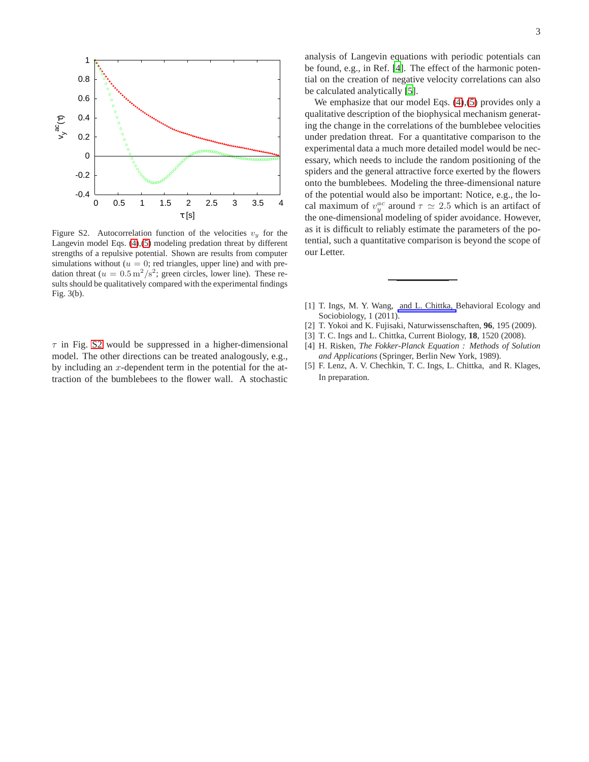1
0.8
0.6
0.4
0.2
0
-0.2
-0.4

0 0.5 1 1.5 2 2.5 3 3.5 4

$v_y^{ac}(\tau)$

τ [s]

Figure S2. Autocorrelation function of the velocities $v_y$ for the Langevin model Eqs. (4),(5) modeling predation threat by different strengths of a repulsive potential. Shown are results from computer simulations without ($u = 0$; red triangles, upper line) and with predation threat ($u = 0.5\,\mathrm{m}^2/\mathrm{s}^2$; green circles, lower line). These results should be qualitatively compared with the experimental findings Fig. 3(b).

$\tau$ in Fig. S2 would be suppressed in a higher-dimensional model. The other directions can be treated analogously, e.g., by including an $x$-dependent term in the potential for the attraction of the bumblebees to the flower wall. A stochastic analysis of Langevin equations with periodic potentials can be found, e.g., in Ref. [4]. The effect of the harmonic potential on the creation of negative velocity correlations can also be calculated analytically [5].

We emphasize that our model Eqs. (4),(5) provides only a qualitative description of the biophysical mechanism generating the change in the correlations of the bumblebee velocities under predation threat. For a quantitative comparison to the experimental data a much more detailed model would be necessary, which needs to include the random positioning of the spiders and the general attractive force exerted by the flowers onto the bumblebees. Modeling the three-dimensional nature of the potential would also be important: Notice, e.g., the local maximum of $v_y^{ac}$ around $\tau \simeq 2.5$ which is an artifact of the one-dimensional modeling of spider avoidance. However, as it is difficult to reliably estimate the parameters of the potential, such a quantitative comparison is beyond the scope of our Letter.

---

[1] T. Ings, M. Y. Wang, and L. Chittka, Behavioral Ecology and Sociobiology, 1 (2011).
[2] T. Yokoi and K. Fujisaki, Naturwissenschaften, **96**, 195 (2009).
[3] T. C. Ings and L. Chittka, Current Biology, **18**, 1520 (2008).
[4] H. Risken, *The Fokker-Planck Equation : Methods of Solution and Applications* (Springer, Berlin New York, 1989).
[5] F. Lenz, A. V. Chechkin, T. C. Ings, L. Chittka, and R. Klages, In preparation.